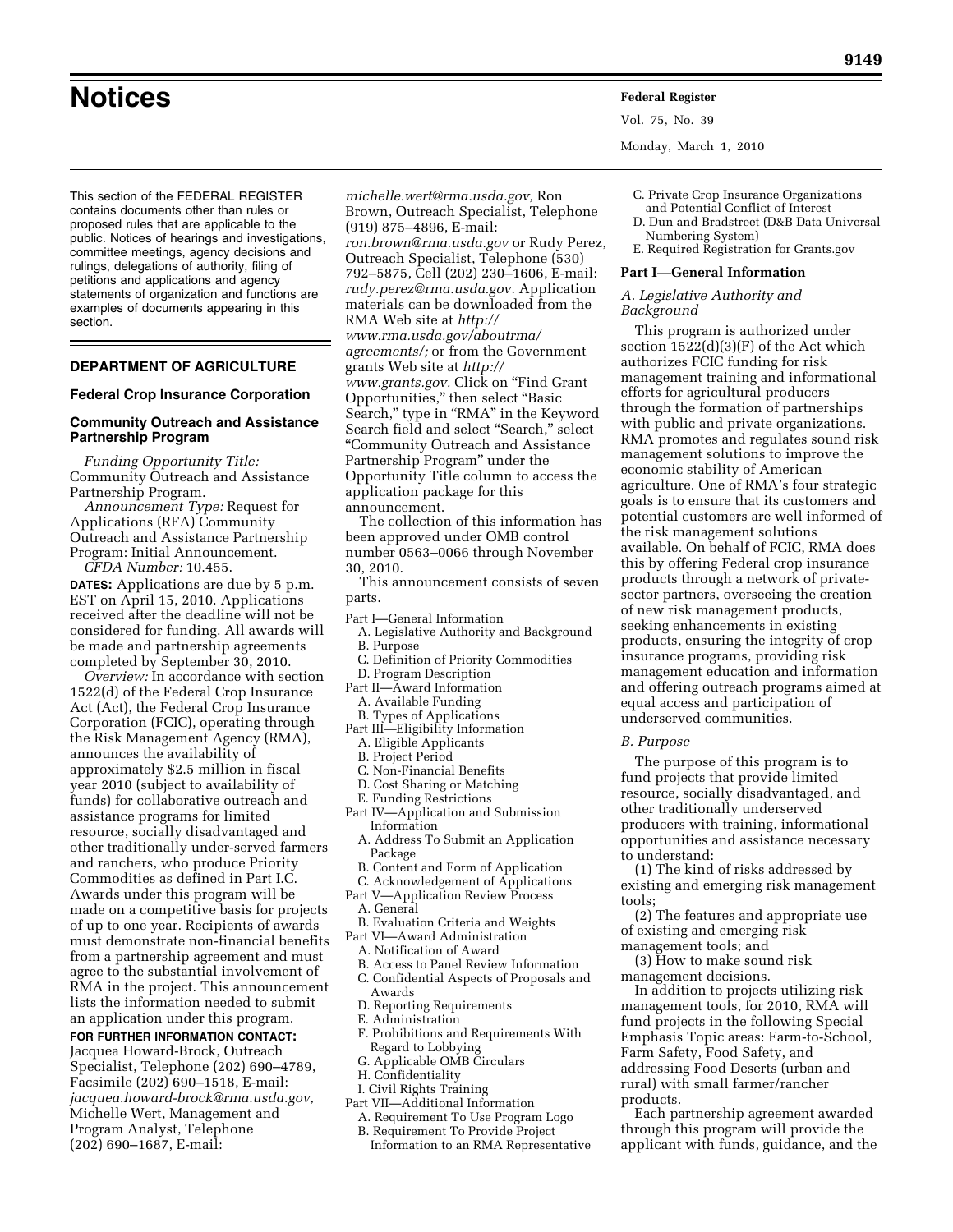# Notices

This section of the FEDERAL REGISTER contains documents other than rules or proposed rules that are applicable to the public. Notices of hearings and investigations, committee meetings, agency decisions and rulings, delegations of authority, filing of petitions and applications and agency statements of organization and functions are examples of documents appearing in this section.

## DEPARTMENT OF AGRICULTURE

### Federal Crop Insurance Corporation

### Community Outreach and Assistance Partnership Program

*Funding Opportunity Title:* Community Outreach and Assistance Partnership Program.

*Announcement Type:* Request for Applications (RFA) Community Outreach and Assistance Partnership Program: Initial Announcement.

*CFDA Number:* 10.455.

**DATES:** Applications are due by 5 p.m. EST on April 15, 2010. Applications received after the deadline will not be considered for funding. All awards will be made and partnership agreements completed by September 30, 2010.

*Overview:* In accordance with section 1522(d) of the Federal Crop Insurance Act (Act), the Federal Crop Insurance Corporation (FCIC), operating through the Risk Management Agency (RMA), announces the availability of approximately $2.5 million in fiscal year 2010 (subject to availability of funds) for collaborative outreach and assistance programs for limited resource, socially disadvantaged and other traditionally under-served farmers and ranchers, who produce Priority Commodities as defined in Part I.C. Awards under this program will be made on a competitive basis for projects of up to one year. Recipients of awards must demonstrate non-financial benefits from a partnership agreement and must agree to the substantial involvement of RMA in the project. This announcement lists the information needed to submit an application under this program.

**FOR FURTHER INFORMATION CONTACT:** Jacquea Howard-Brock, Outreach Specialist, Telephone (202) 690–4789, Facsimile (202) 690–1518, E-mail: *jacquea.howard-brock@rma.usda.gov,* Michelle Wert, Management and Program Analyst, Telephone (202) 690–1687, E-mail: *michelle.wert@rma.usda.gov,* Ron Brown, Outreach Specialist, Telephone (919) 875–4896, E-mail: *ron.brown@rma.usda.gov* or Rudy Perez, Outreach Specialist, Telephone (530) 792–5875, Cell (202) 230–1606, E-mail: *rudy.perez@rma.usda.gov.* Application materials can be downloaded from the RMA Web site at *http://www.rma.usda.gov/aboutrma/agreements/;* or from the Government grants Web site at *http://www.grants.gov.* Click on "Find Grant Opportunities," then select "Basic Search," type in "RMA" in the Keyword Search field and select "Search," select "Community Outreach and Assistance Partnership Program" under the Opportunity Title column to access the application package for this announcement.

The collection of this information has been approved under OMB control number 0563–0066 through November 30, 2010.

This announcement consists of seven parts.

Part I—General Information
- A. Legislative Authority and Background
- B. Purpose
- C. Definition of Priority Commodities
- D. Program Description

Part II—Award Information
- A. Available Funding
- B. Types of Applications

Part III—Eligibility Information
- A. Eligible Applicants
- B. Project Period
- C. Non-Financial Benefits
- D. Cost Sharing or Matching
- E. Funding Restrictions

Part IV—Application and Submission Information
- A. Address To Submit an Application Package
- B. Content and Form of Application
- C. Acknowledgement of Applications

Part V—Application Review Process
- A. General
- B. Evaluation Criteria and Weights

Part VI—Award Administration
- A. Notification of Award
- B. Access to Panel Review Information
- C. Confidential Aspects of Proposals and Awards
- D. Reporting Requirements
- E. Administration
- F. Prohibitions and Requirements With Regard to Lobbying
- G. Applicable OMB Circulars
- H. Confidentiality
- I. Civil Rights Training

Part VII—Additional Information
- A. Requirement To Use Program Logo
- B. Requirement To Provide Project Information to an RMA Representative
- C. Private Crop Insurance Organizations and Potential Conflict of Interest
- D. Dun and Bradstreet (D&B Data Universal Numbering System)
- E. Required Registration for Grants.gov

**Part I—General Information**

*A. Legislative Authority and Background*

This program is authorized under section 1522(d)(3)(F) of the Act which authorizes FCIC funding for risk management training and informational efforts for agricultural producers through the formation of partnerships with public and private organizations. RMA promotes and regulates sound risk management solutions to improve the economic stability of American agriculture. One of RMA's four strategic goals is to ensure that its customers and potential customers are well informed of the risk management solutions available. On behalf of FCIC, RMA does this by offering Federal crop insurance products through a network of private-sector partners, overseeing the creation of new risk management products, seeking enhancements in existing products, ensuring the integrity of crop insurance programs, providing risk management education and information and offering outreach programs aimed at equal access and participation of underserved communities.

*B. Purpose*

The purpose of this program is to fund projects that provide limited resource, socially disadvantaged, and other traditionally underserved producers with training, informational opportunities and assistance necessary to understand:

(1) The kind of risks addressed by existing and emerging risk management tools;

(2) The features and appropriate use of existing and emerging risk management tools; and

(3) How to make sound risk management decisions.

In addition to projects utilizing risk management tools, for 2010, RMA will fund projects in the following Special Emphasis Topic areas: Farm-to-School, Farm Safety, Food Safety, and addressing Food Deserts (urban and rural) with small farmer/rancher products.

Each partnership agreement awarded through this program will provide the applicant with funds, guidance, and the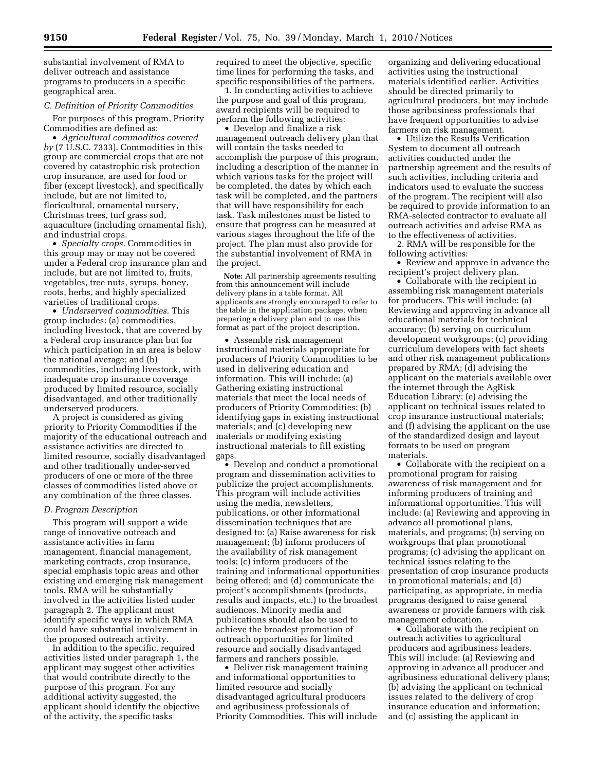substantial involvement of RMA to deliver outreach and assistance programs to producers in a specific geographical area.

### C. Definition of Priority Commodities

For purposes of this program, Priority Commodities are defined as:

- *Agricultural commodities covered by* (7 U.S.C. 7333). Commodities in this group are commercial crops that are not covered by catastrophic risk protection crop insurance, are used for food or fiber (except livestock), and specifically include, but are not limited to, floricultural, ornamental nursery, Christmas trees, turf grass sod, aquaculture (including ornamental fish), and industrial crops.
- *Specialty crops.* Commodities in this group may or may not be covered under a Federal crop insurance plan and include, but are not limited to, fruits, vegetables, tree nuts, syrups, honey, roots, herbs, and highly specialized varieties of traditional crops.
- *Underserved commodities.* This group includes: (a) commodities, including livestock, that are covered by a Federal crop insurance plan but for which participation in an area is below the national average; and (b) commodities, including livestock, with inadequate crop insurance coverage produced by limited resource, socially disadvantaged, and other traditionally underserved producers.

A project is considered as giving priority to Priority Commodities if the majority of the educational outreach and assistance activities are directed to limited resource, socially disadvantaged and other traditionally under-served producers of one or more of the three classes of commodities listed above or any combination of the three classes.

### D. Program Description

This program will support a wide range of innovative outreach and assistance activities in farm management, financial management, marketing contracts, crop insurance, special emphasis topic areas and other existing and emerging risk management tools. RMA will be substantially involved in the activities listed under paragraph 2. The applicant must identify specific ways in which RMA could have substantial involvement in the proposed outreach activity.

In addition to the specific, required activities listed under paragraph 1, the applicant may suggest other activities that would contribute directly to the purpose of this program. For any additional activity suggested, the applicant should identify the objective of the activity, the specific tasks required to meet the objective, specific time lines for performing the tasks, and specific responsibilities of the partners.

1. In conducting activities to achieve the purpose and goal of this program, award recipients will be required to perform the following activities:

- Develop and finalize a risk management outreach delivery plan that will contain the tasks needed to accomplish the purpose of this program, including a description of the manner in which various tasks for the project will be completed, the dates by which each task will be completed, and the partners that will have responsibility for each task. Task milestones must be listed to ensure that progress can be measured at various stages throughout the life of the project. The plan must also provide for the substantial involvement of RMA in the project.

**Note:** All partnership agreements resulting from this announcement will include delivery plans in a table format. All applicants are strongly encouraged to refer to the table in the application package, when preparing a delivery plan and to use this format as part of the project description.

- Assemble risk management instructional materials appropriate for producers of Priority Commodities to be used in delivering education and information. This will include: (a) Gathering existing instructional materials that meet the local needs of producers of Priority Commodities; (b) identifying gaps in existing instructional materials; and (c) developing new materials or modifying existing instructional materials to fill existing gaps.
- Develop and conduct a promotional program and dissemination activities to publicize the project accomplishments. This program will include activities using the media, newsletters, publications, or other informational dissemination techniques that are designed to: (a) Raise awareness for risk management; (b) inform producers of the availability of risk management tools; (c) inform producers of the training and informational opportunities being offered; and (d) communicate the project's accomplishments (products, results and impacts, etc.) to the broadest audiences. Minority media and publications should also be used to achieve the broadest promotion of outreach opportunities for limited resource and socially disadvantaged farmers and ranchers possible.
- Deliver risk management training and informational opportunities to limited resource and socially disadvantaged agricultural producers and agribusiness professionals of Priority Commodities. This will include organizing and delivering educational activities using the instructional materials identified earlier. Activities should be directed primarily to agricultural producers, but may include those agribusiness professionals that have frequent opportunities to advise farmers on risk management.
- Utilize the Results Verification System to document all outreach activities conducted under the partnership agreement and the results of such activities, including criteria and indicators used to evaluate the success of the program. The recipient will also be required to provide information to an RMA-selected contractor to evaluate all outreach activities and advise RMA as to the effectiveness of activities.

2. RMA will be responsible for the following activities:

- Review and approve in advance the recipient's project delivery plan.
- Collaborate with the recipient in assembling risk management materials for producers. This will include: (a) Reviewing and approving in advance all educational materials for technical accuracy; (b) serving on curriculum development workgroups; (c) providing curriculum developers with fact sheets and other risk management publications prepared by RMA; (d) advising the applicant on the materials available over the internet through the AgRisk Education Library; (e) advising the applicant on technical issues related to crop insurance instructional materials; and (f) advising the applicant on the use of the standardized design and layout formats to be used on program materials.
- Collaborate with the recipient on a promotional program for raising awareness of risk management and for informing producers of training and informational opportunities. This will include: (a) Reviewing and approving in advance all promotional plans, materials, and programs; (b) serving on workgroups that plan promotional programs; (c) advising the applicant on technical issues relating to the presentation of crop insurance products in promotional materials; and (d) participating, as appropriate, in media programs designed to raise general awareness or provide farmers with risk management education.
- Collaborate with the recipient on outreach activities to agricultural producers and agribusiness leaders. This will include: (a) Reviewing and approving in advance all producer and agribusiness educational delivery plans; (b) advising the applicant on technical issues related to the delivery of crop insurance education and information; and (c) assisting the applicant in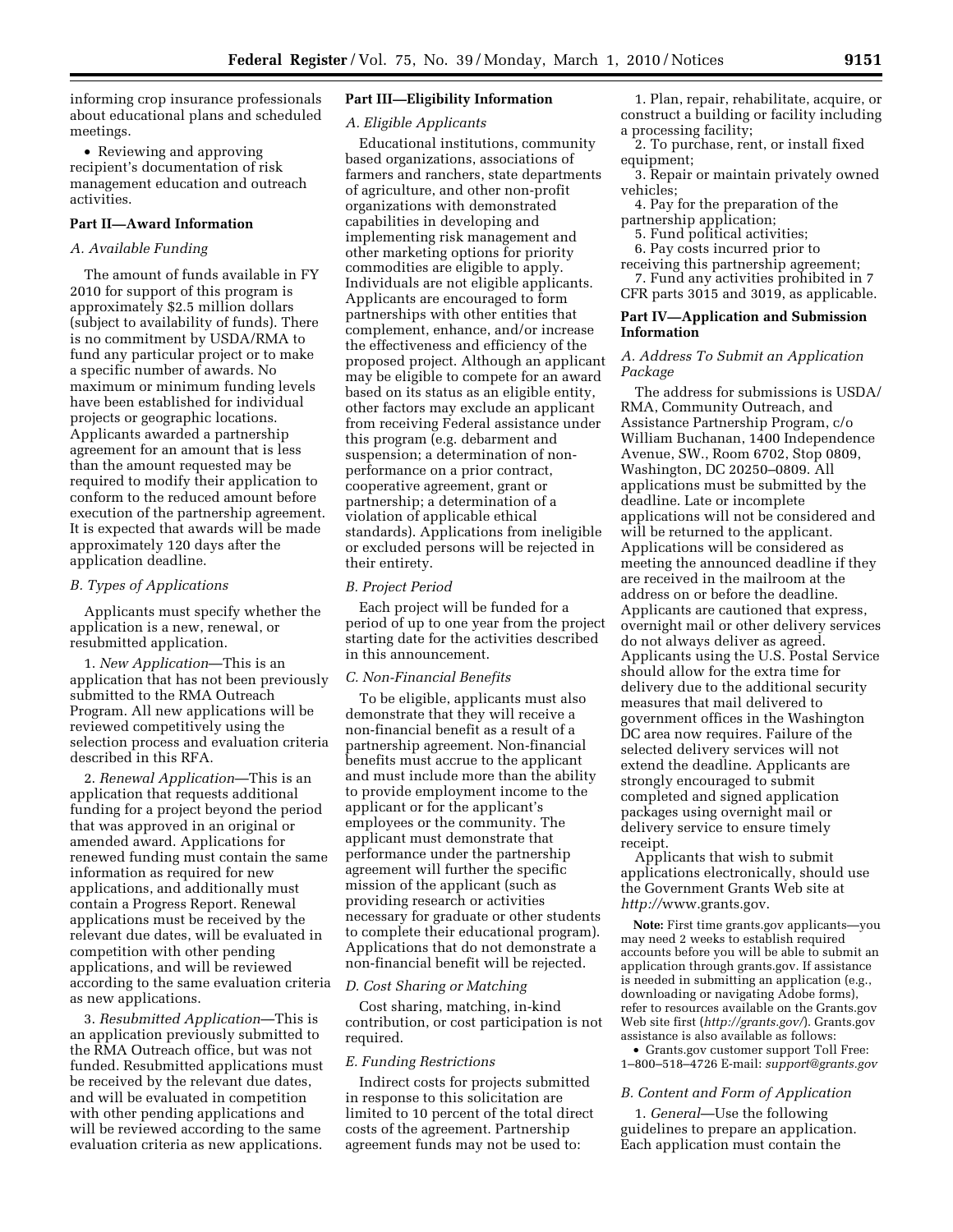informing crop insurance professionals about educational plans and scheduled meetings.

- Reviewing and approving recipient's documentation of risk management education and outreach activities.

**Part II—Award Information**

*A. Available Funding*

The amount of funds available in FY 2010 for support of this program is approximately $2.5 million dollars (subject to availability of funds). There is no commitment by USDA/RMA to fund any particular project or to make a specific number of awards. No maximum or minimum funding levels have been established for individual projects or geographic locations. Applicants awarded a partnership agreement for an amount that is less than the amount requested may be required to modify their application to conform to the reduced amount before execution of the partnership agreement. It is expected that awards will be made approximately 120 days after the application deadline.

*B. Types of Applications*

Applicants must specify whether the application is a new, renewal, or resubmitted application.

1. *New Application*—This is an application that has not been previously submitted to the RMA Outreach Program. All new applications will be reviewed competitively using the selection process and evaluation criteria described in this RFA.

2. *Renewal Application*—This is an application that requests additional funding for a project beyond the period that was approved in an original or amended award. Applications for renewed funding must contain the same information as required for new applications, and additionally must contain a Progress Report. Renewal applications must be received by the relevant due dates, will be evaluated in competition with other pending applications, and will be reviewed according to the same evaluation criteria as new applications.

3. *Resubmitted Application*—This is an application previously submitted to the RMA Outreach office, but was not funded. Resubmitted applications must be received by the relevant due dates, and will be evaluated in competition with other pending applications and will be reviewed according to the same evaluation criteria as new applications.

**Part III—Eligibility Information**

*A. Eligible Applicants*

Educational institutions, community based organizations, associations of farmers and ranchers, state departments of agriculture, and other non-profit organizations with demonstrated capabilities in developing and implementing risk management and other marketing options for priority commodities are eligible to apply. Individuals are not eligible applicants. Applicants are encouraged to form partnerships with other entities that complement, enhance, and/or increase the effectiveness and efficiency of the proposed project. Although an applicant may be eligible to compete for an award based on its status as an eligible entity, other factors may exclude an applicant from receiving Federal assistance under this program (e.g. debarment and suspension; a determination of non-performance on a prior contract, cooperative agreement, grant or partnership; a determination of a violation of applicable ethical standards). Applications from ineligible or excluded persons will be rejected in their entirety.

*B. Project Period*

Each project will be funded for a period of up to one year from the project starting date for the activities described in this announcement.

*C. Non-Financial Benefits*

To be eligible, applicants must also demonstrate that they will receive a non-financial benefit as a result of a partnership agreement. Non-financial benefits must accrue to the applicant and must include more than the ability to provide employment income to the applicant or for the applicant's employees or the community. The applicant must demonstrate that performance under the partnership agreement will further the specific mission of the applicant (such as providing research or activities necessary for graduate or other students to complete their educational program). Applications that do not demonstrate a non-financial benefit will be rejected.

*D. Cost Sharing or Matching*

Cost sharing, matching, in-kind contribution, or cost participation is not required.

*E. Funding Restrictions*

Indirect costs for projects submitted in response to this solicitation are limited to 10 percent of the total direct costs of the agreement. Partnership agreement funds may not be used to:

1. Plan, repair, rehabilitate, acquire, or construct a building or facility including a processing facility;
2. To purchase, rent, or install fixed equipment;
3. Repair or maintain privately owned vehicles;
4. Pay for the preparation of the partnership application;
5. Fund political activities;
6. Pay costs incurred prior to receiving this partnership agreement;
7. Fund any activities prohibited in 7 CFR parts 3015 and 3019, as applicable.

**Part IV—Application and Submission Information**

*A. Address To Submit an Application Package*

The address for submissions is USDA/RMA, Community Outreach, and Assistance Partnership Program, c/o William Buchanan, 1400 Independence Avenue, SW., Room 6702, Stop 0809, Washington, DC 20250–0809. All applications must be submitted by the deadline. Late or incomplete applications will not be considered and will be returned to the applicant. Applications will be considered as meeting the announced deadline if they are received in the mailroom at the address on or before the deadline. Applicants are cautioned that express, overnight mail or other delivery services do not always deliver as agreed. Applicants using the U.S. Postal Service should allow for the extra time for delivery due to the additional security measures that mail delivered to government offices in the Washington DC area now requires. Failure of the selected delivery services will not extend the deadline. Applicants are strongly encouraged to submit completed and signed application packages using overnight mail or delivery service to ensure timely receipt.

Applicants that wish to submit applications electronically, should use the Government Grants Web site at *http://*www.grants.gov.

**Note:** First time grants.gov applicants—you may need 2 weeks to establish required accounts before you will be able to submit an application through grants.gov. If assistance is needed in submitting an application (e.g., downloading or navigating Adobe forms), refer to resources available on the Grants.gov Web site first (*http://grants.gov/*). Grants.gov assistance is also available as follows:

- Grants.gov customer support Toll Free: 1–800–518–4726 E-mail: *support@grants.gov*

*B. Content and Form of Application*

1. *General*—Use the following guidelines to prepare an application. Each application must contain the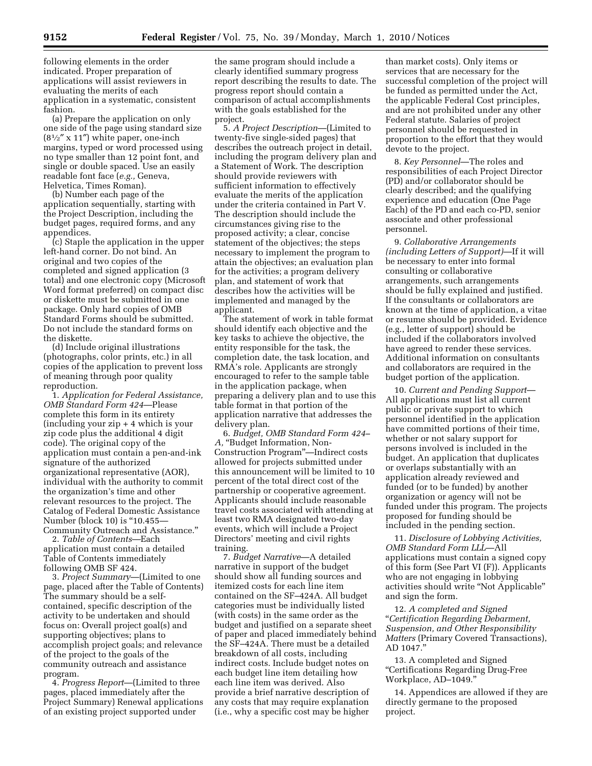following elements in the order indicated. Proper preparation of applications will assist reviewers in evaluating the merits of each application in a systematic, consistent fashion.

(a) Prepare the application on only one side of the page using standard size (8½″ x 11″) white paper, one-inch margins, typed or word processed using no type smaller than 12 point font, and single or double spaced. Use an easily readable font face (*e.g.,* Geneva, Helvetica, Times Roman).

(b) Number each page of the application sequentially, starting with the Project Description, including the budget pages, required forms, and any appendices.

(c) Staple the application in the upper left-hand corner. Do not bind. An original and two copies of the completed and signed application (3 total) and one electronic copy (Microsoft Word format preferred) on compact disc or diskette must be submitted in one package. Only hard copies of OMB Standard Forms should be submitted. Do not include the standard forms on the diskette.

(d) Include original illustrations (photographs, color prints, etc.) in all copies of the application to prevent loss of meaning through poor quality reproduction.

1. *Application for Federal Assistance, OMB Standard Form 424*—Please complete this form in its entirety (including your zip + 4 which is your zip code plus the additional 4 digit code). The original copy of the application must contain a pen-and-ink signature of the authorized organizational representative (AOR), individual with the authority to commit the organization's time and other relevant resources to the project. The Catalog of Federal Domestic Assistance Number (block 10) is "10.455—Community Outreach and Assistance."

2. *Table of Contents*—Each application must contain a detailed Table of Contents immediately following OMB SF 424.

3. *Project Summary*—(Limited to one page, placed after the Table of Contents) The summary should be a self-contained, specific description of the activity to be undertaken and should focus on: Overall project goal(s) and supporting objectives; plans to accomplish project goals; and relevance of the project to the goals of the community outreach and assistance program.

4. *Progress Report*—(Limited to three pages, placed immediately after the Project Summary) Renewal applications of an existing project supported under the same program should include a clearly identified summary progress report describing the results to date. The progress report should contain a comparison of actual accomplishments with the goals established for the project.

5. *A Project Description*—(Limited to twenty-five single-sided pages) that describes the outreach project in detail, including the program delivery plan and a Statement of Work. The description should provide reviewers with sufficient information to effectively evaluate the merits of the application under the criteria contained in Part V. The description should include the circumstances giving rise to the proposed activity; a clear, concise statement of the objectives; the steps necessary to implement the program to attain the objectives; an evaluation plan for the activities; a program delivery plan, and statement of work that describes how the activities will be implemented and managed by the applicant.

The statement of work in table format should identify each objective and the key tasks to achieve the objective, the entity responsible for the task, the completion date, the task location, and RMA's role. Applicants are strongly encouraged to refer to the sample table in the application package, when preparing a delivery plan and to use this table format in that portion of the application narrative that addresses the delivery plan.

6. *Budget, OMB Standard Form 424–A,* "Budget Information, Non-Construction Program"—Indirect costs allowed for projects submitted under this announcement will be limited to 10 percent of the total direct cost of the partnership or cooperative agreement. Applicants should include reasonable travel costs associated with attending at least two RMA designated two-day events, which will include a Project Directors' meeting and civil rights training.

7. *Budget Narrative*—A detailed narrative in support of the budget should show all funding sources and itemized costs for each line item contained on the SF–424A. All budget categories must be individually listed (with costs) in the same order as the budget and justified on a separate sheet of paper and placed immediately behind the SF–424A. There must be a detailed breakdown of all costs, including indirect costs. Include budget notes on each budget line item detailing how each line item was derived. Also provide a brief narrative description of any costs that may require explanation (i.e., why a specific cost may be higher than market costs). Only items or services that are necessary for the successful completion of the project will be funded as permitted under the Act, the applicable Federal Cost principles, and are not prohibited under any other Federal statute. Salaries of project personnel should be requested in proportion to the effort that they would devote to the project.

8. *Key Personnel*—The roles and responsibilities of each Project Director (PD) and/or collaborator should be clearly described; and the qualifying experience and education (One Page Each) of the PD and each co-PD, senior associate and other professional personnel.

9. *Collaborative Arrangements (including Letters of Support)*—If it will be necessary to enter into formal consulting or collaborative arrangements, such arrangements should be fully explained and justified. If the consultants or collaborators are known at the time of application, a vitae or resume should be provided. Evidence (e.g., letter of support) should be included if the collaborators involved have agreed to render these services. Additional information on consultants and collaborators are required in the budget portion of the application.

10. *Current and Pending Support*—All applications must list all current public or private support to which personnel identified in the application have committed portions of their time, whether or not salary support for persons involved is included in the budget. An application that duplicates or overlaps substantially with an application already reviewed and funded (or to be funded) by another organization or agency will not be funded under this program. The projects proposed for funding should be included in the pending section.

11. *Disclosure of Lobbying Activities, OMB Standard Form LLL*—All applications must contain a signed copy of this form (See Part VI (F)). Applicants who are not engaging in lobbying activities should write "Not Applicable" and sign the form.

12. *A completed and Signed "Certification Regarding Debarment, Suspension, and Other Responsibility Matters* (Primary Covered Transactions), AD 1047."

13. A completed and Signed "Certifications Regarding Drug-Free Workplace, AD–1049."

14. Appendices are allowed if they are directly germane to the proposed project.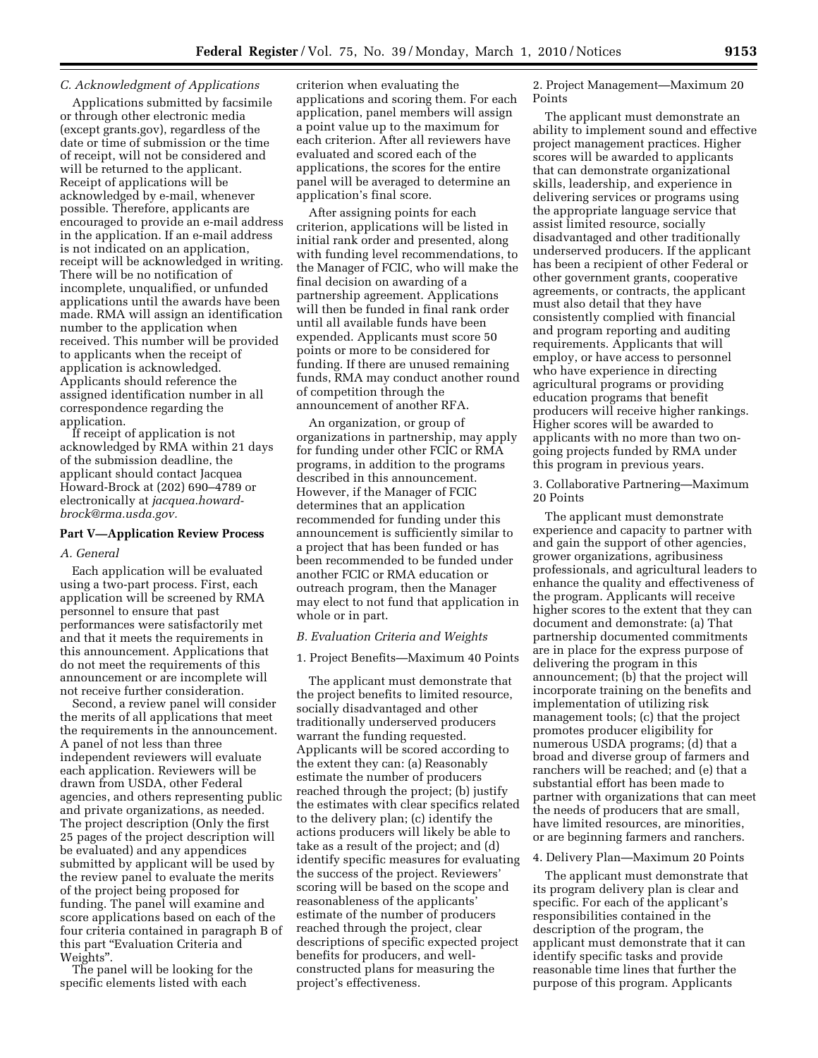### C. Acknowledgment of Applications

Applications submitted by facsimile or through other electronic media (except grants.gov), regardless of the date or time of submission or the time of receipt, will not be considered and will be returned to the applicant. Receipt of applications will be acknowledged by e-mail, whenever possible. Therefore, applicants are encouraged to provide an e-mail address in the application. If an e-mail address is not indicated on an application, receipt will be acknowledged in writing. There will be no notification of incomplete, unqualified, or unfunded applications until the awards have been made. RMA will assign an identification number to the application when received. This number will be provided to applicants when the receipt of application is acknowledged. Applicants should reference the assigned identification number in all correspondence regarding the application.

If receipt of application is not acknowledged by RMA within 21 days of the submission deadline, the applicant should contact Jacquea Howard-Brock at (202) 690–4789 or electronically at *jacquea.howard-brock@rma.usda.gov.*

## Part V—Application Review Process

### A. General

Each application will be evaluated using a two-part process. First, each application will be screened by RMA personnel to ensure that past performances were satisfactorily met and that it meets the requirements in this announcement. Applications that do not meet the requirements of this announcement or are incomplete will not receive further consideration.

Second, a review panel will consider the merits of all applications that meet the requirements in the announcement. A panel of not less than three independent reviewers will evaluate each application. Reviewers will be drawn from USDA, other Federal agencies, and others representing public and private organizations, as needed. The project description (Only the first 25 pages of the project description will be evaluated) and any appendices submitted by applicant will be used by the review panel to evaluate the merits of the project being proposed for funding. The panel will examine and score applications based on each of the four criteria contained in paragraph B of this part "Evaluation Criteria and Weights".

The panel will be looking for the specific elements listed with each criterion when evaluating the applications and scoring them. For each application, panel members will assign a point value up to the maximum for each criterion. After all reviewers have evaluated and scored each of the applications, the scores for the entire panel will be averaged to determine an application's final score.

After assigning points for each criterion, applications will be listed in initial rank order and presented, along with funding level recommendations, to the Manager of FCIC, who will make the final decision on awarding of a partnership agreement. Applications will then be funded in final rank order until all available funds have been expended. Applicants must score 50 points or more to be considered for funding. If there are unused remaining funds, RMA may conduct another round of competition through the announcement of another RFA.

An organization, or group of organizations in partnership, may apply for funding under other FCIC or RMA programs, in addition to the programs described in this announcement. However, if the Manager of FCIC determines that an application recommended for funding under this announcement is sufficiently similar to a project that has been funded or has been recommended to be funded under another FCIC or RMA education or outreach program, then the Manager may elect to not fund that application in whole or in part.

### B. Evaluation Criteria and Weights

1. Project Benefits—Maximum 40 Points

The applicant must demonstrate that the project benefits to limited resource, socially disadvantaged and other traditionally underserved producers warrant the funding requested. Applicants will be scored according to the extent they can: (a) Reasonably estimate the number of producers reached through the project; (b) justify the estimates with clear specifics related to the delivery plan; (c) identify the actions producers will likely be able to take as a result of the project; and (d) identify specific measures for evaluating the success of the project. Reviewers' scoring will be based on the scope and reasonableness of the applicants' estimate of the number of producers reached through the project, clear descriptions of specific expected project benefits for producers, and well-constructed plans for measuring the project's effectiveness.

2. Project Management—Maximum 20 Points

The applicant must demonstrate an ability to implement sound and effective project management practices. Higher scores will be awarded to applicants that can demonstrate organizational skills, leadership, and experience in delivering services or programs using the appropriate language service that assist limited resource, socially disadvantaged and other traditionally underserved producers. If the applicant has been a recipient of other Federal or other government grants, cooperative agreements, or contracts, the applicant must also detail that they have consistently complied with financial and program reporting and auditing requirements. Applicants that will employ, or have access to personnel who have experience in directing agricultural programs or providing education programs that benefit producers will receive higher rankings. Higher scores will be awarded to applicants with no more than two on-going projects funded by RMA under this program in previous years.

3. Collaborative Partnering—Maximum 20 Points

The applicant must demonstrate experience and capacity to partner with and gain the support of other agencies, grower organizations, agribusiness professionals, and agricultural leaders to enhance the quality and effectiveness of the program. Applicants will receive higher scores to the extent that they can document and demonstrate: (a) That partnership documented commitments are in place for the express purpose of delivering the program in this announcement; (b) that the project will incorporate training on the benefits and implementation of utilizing risk management tools; (c) that the project promotes producer eligibility for numerous USDA programs; (d) that a broad and diverse group of farmers and ranchers will be reached; and (e) that a substantial effort has been made to partner with organizations that can meet the needs of producers that are small, have limited resources, are minorities, or are beginning farmers and ranchers.

4. Delivery Plan—Maximum 20 Points

The applicant must demonstrate that its program delivery plan is clear and specific. For each of the applicant's responsibilities contained in the description of the program, the applicant must demonstrate that it can identify specific tasks and provide reasonable time lines that further the purpose of this program. Applicants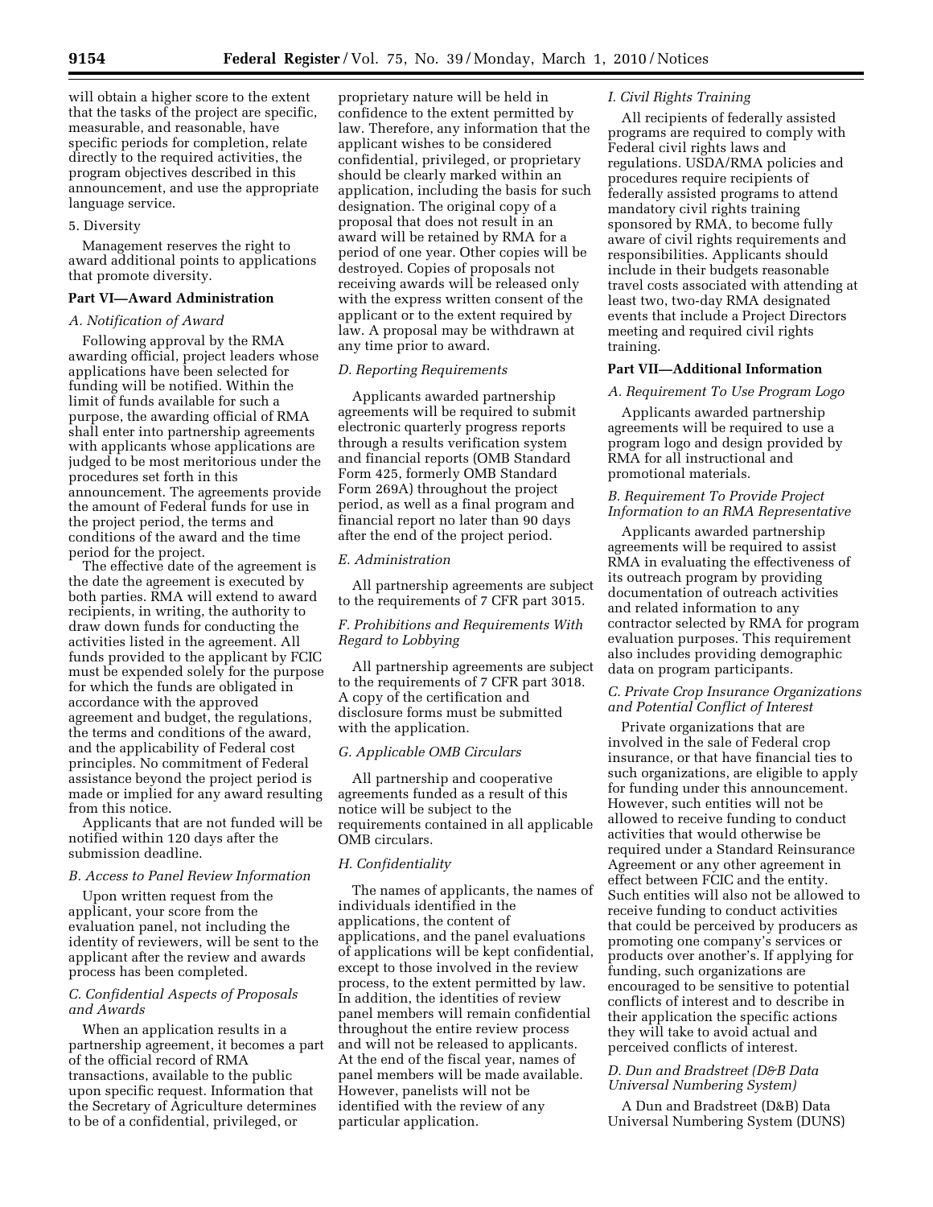will obtain a higher score to the extent that the tasks of the project are specific, measurable, and reasonable, have specific periods for completion, relate directly to the required activities, the program objectives described in this announcement, and use the appropriate language service.

5. Diversity

Management reserves the right to award additional points to applications that promote diversity.

## Part VI—Award Administration

### *A. Notification of Award*

Following approval by the RMA awarding official, project leaders whose applications have been selected for funding will be notified. Within the limit of funds available for such a purpose, the awarding official of RMA shall enter into partnership agreements with applicants whose applications are judged to be most meritorious under the procedures set forth in this announcement. The agreements provide the amount of Federal funds for use in the project period, the terms and conditions of the award and the time period for the project.

The effective date of the agreement is the date the agreement is executed by both parties. RMA will extend to award recipients, in writing, the authority to draw down funds for conducting the activities listed in the agreement. All funds provided to the applicant by FCIC must be expended solely for the purpose for which the funds are obligated in accordance with the approved agreement and budget, the regulations, the terms and conditions of the award, and the applicability of Federal cost principles. No commitment of Federal assistance beyond the project period is made or implied for any award resulting from this notice.

Applicants that are not funded will be notified within 120 days after the submission deadline.

### *B. Access to Panel Review Information*

Upon written request from the applicant, your score from the evaluation panel, not including the identity of reviewers, will be sent to the applicant after the review and awards process has been completed.

### *C. Confidential Aspects of Proposals and Awards*

When an application results in a partnership agreement, it becomes a part of the official record of RMA transactions, available to the public upon specific request. Information that the Secretary of Agriculture determines to be of a confidential, privileged, or proprietary nature will be held in confidence to the extent permitted by law. Therefore, any information that the applicant wishes to be considered confidential, privileged, or proprietary should be clearly marked within an application, including the basis for such designation. The original copy of a proposal that does not result in an award will be retained by RMA for a period of one year. Other copies will be destroyed. Copies of proposals not receiving awards will be released only with the express written consent of the applicant or to the extent required by law. A proposal may be withdrawn at any time prior to award.

### *D. Reporting Requirements*

Applicants awarded partnership agreements will be required to submit electronic quarterly progress reports through a results verification system and financial reports (OMB Standard Form 425, formerly OMB Standard Form 269A) throughout the project period, as well as a final program and financial report no later than 90 days after the end of the project period.

### *E. Administration*

All partnership agreements are subject to the requirements of 7 CFR part 3015.

### *F. Prohibitions and Requirements With Regard to Lobbying*

All partnership agreements are subject to the requirements of 7 CFR part 3018. A copy of the certification and disclosure forms must be submitted with the application.

### *G. Applicable OMB Circulars*

All partnership and cooperative agreements funded as a result of this notice will be subject to the requirements contained in all applicable OMB circulars.

### *H. Confidentiality*

The names of applicants, the names of individuals identified in the applications, the content of applications, and the panel evaluations of applications will be kept confidential, except to those involved in the review process, to the extent permitted by law. In addition, the identities of review panel members will remain confidential throughout the entire review process and will not be released to applicants. At the end of the fiscal year, names of panel members will be made available. However, panelists will not be identified with the review of any particular application.

### *I. Civil Rights Training*

All recipients of federally assisted programs are required to comply with Federal civil rights laws and regulations. USDA/RMA policies and procedures require recipients of federally assisted programs to attend mandatory civil rights training sponsored by RMA, to become fully aware of civil rights requirements and responsibilities. Applicants should include in their budgets reasonable travel costs associated with attending at least two, two-day RMA designated events that include a Project Directors meeting and required civil rights training.

## Part VII—Additional Information

### *A. Requirement To Use Program Logo*

Applicants awarded partnership agreements will be required to use a program logo and design provided by RMA for all instructional and promotional materials.

### *B. Requirement To Provide Project Information to an RMA Representative*

Applicants awarded partnership agreements will be required to assist RMA in evaluating the effectiveness of its outreach program by providing documentation of outreach activities and related information to any contractor selected by RMA for program evaluation purposes. This requirement also includes providing demographic data on program participants.

### *C. Private Crop Insurance Organizations and Potential Conflict of Interest*

Private organizations that are involved in the sale of Federal crop insurance, or that have financial ties to such organizations, are eligible to apply for funding under this announcement. However, such entities will not be allowed to receive funding to conduct activities that would otherwise be required under a Standard Reinsurance Agreement or any other agreement in effect between FCIC and the entity. Such entities will also not be allowed to receive funding to conduct activities that could be perceived by producers as promoting one company's services or products over another's. If applying for funding, such organizations are encouraged to be sensitive to potential conflicts of interest and to describe in their application the specific actions they will take to avoid actual and perceived conflicts of interest.

### *D. Dun and Bradstreet (D&B Data Universal Numbering System)*

A Dun and Bradstreet (D&B) Data Universal Numbering System (DUNS)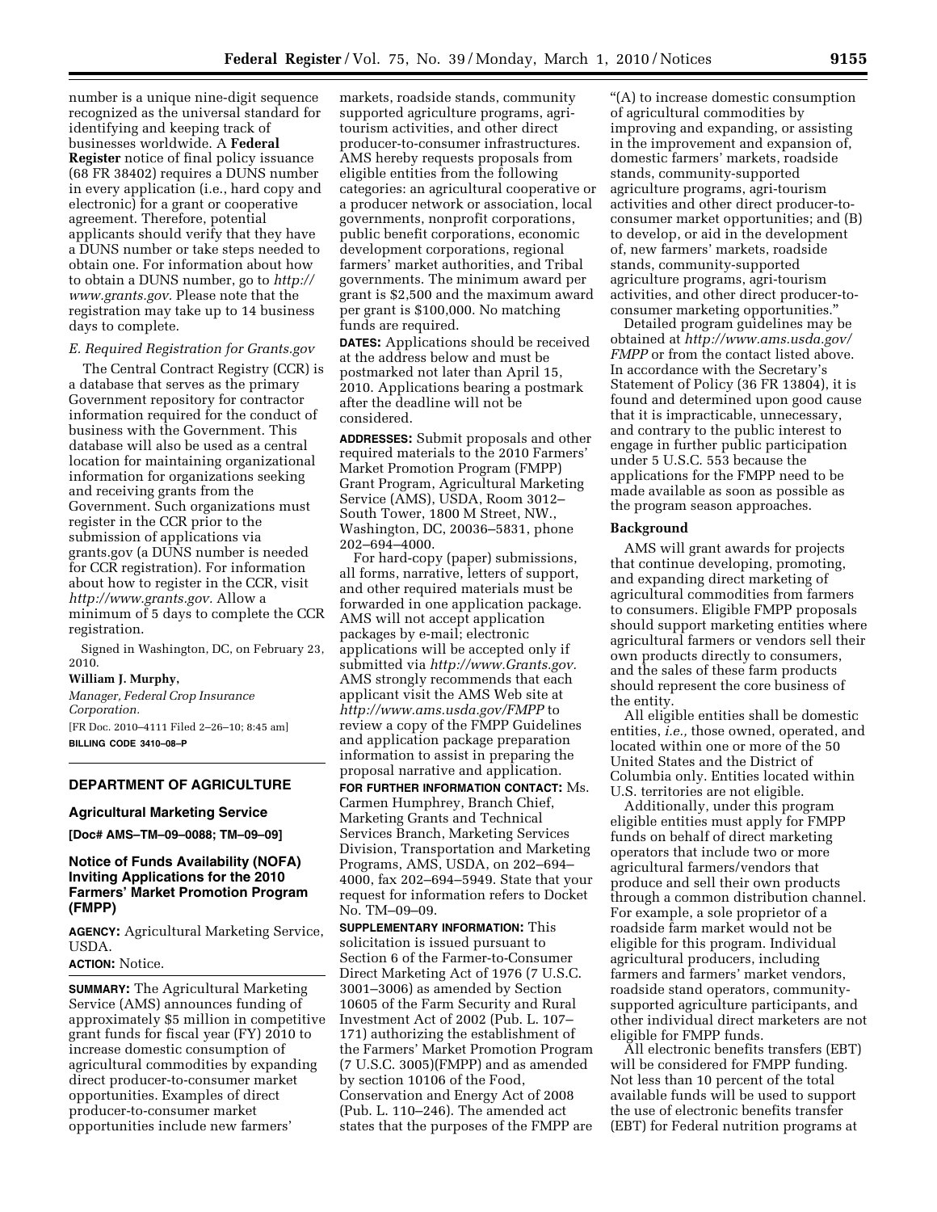number is a unique nine-digit sequence recognized as the universal standard for identifying and keeping track of businesses worldwide. A **Federal Register** notice of final policy issuance (68 FR 38402) requires a DUNS number in every application (i.e., hard copy and electronic) for a grant or cooperative agreement. Therefore, potential applicants should verify that they have a DUNS number or take steps needed to obtain one. For information about how to obtain a DUNS number, go to *http://www.grants.gov*. Please note that the registration may take up to 14 business days to complete.

*E. Required Registration for Grants.gov*

The Central Contract Registry (CCR) is a database that serves as the primary Government repository for contractor information required for the conduct of business with the Government. This database will also be used as a central location for maintaining organizational information for organizations seeking and receiving grants from the Government. Such organizations must register in the CCR prior to the submission of applications via grants.gov (a DUNS number is needed for CCR registration). For information about how to register in the CCR, visit *http://www.grants.gov*. Allow a minimum of 5 days to complete the CCR registration.

Signed in Washington, DC, on February 23, 2010.

**William J. Murphy,**

*Manager, Federal Crop Insurance Corporation.*

[FR Doc. 2010–4111 Filed 2–26–10; 8:45 am]

**BILLING CODE 3410–08–P**

## DEPARTMENT OF AGRICULTURE

### Agricultural Marketing Service

**[Doc# AMS–TM–09–0088; TM–09–09]**

### Notice of Funds Availability (NOFA) Inviting Applications for the 2010 Farmers' Market Promotion Program (FMPP)

**AGENCY:** Agricultural Marketing Service, USDA.

**ACTION:** Notice.

**SUMMARY:** The Agricultural Marketing Service (AMS) announces funding of approximately $5 million in competitive grant funds for fiscal year (FY) 2010 to increase domestic consumption of agricultural commodities by expanding direct producer-to-consumer market opportunities. Examples of direct producer-to-consumer market opportunities include new farmers' markets, roadside stands, community supported agriculture programs, agri-tourism activities, and other direct producer-to-consumer infrastructures. AMS hereby requests proposals from eligible entities from the following categories: an agricultural cooperative or a producer network or association, local governments, nonprofit corporations, public benefit corporations, economic development corporations, regional farmers' market authorities, and Tribal governments. The minimum award per grant is $2,500 and the maximum award per grant is $100,000. No matching funds are required.

**DATES:** Applications should be received at the address below and must be postmarked not later than April 15, 2010. Applications bearing a postmark after the deadline will not be considered.

**ADDRESSES:** Submit proposals and other required materials to the 2010 Farmers' Market Promotion Program (FMPP) Grant Program, Agricultural Marketing Service (AMS), USDA, Room 3012–South Tower, 1800 M Street, NW., Washington, DC, 20036–5831, phone 202–694–4000.

For hard-copy (paper) submissions, all forms, narrative, letters of support, and other required materials must be forwarded in one application package. AMS will not accept application packages by e-mail; electronic applications will be accepted only if submitted via *http://www.Grants.gov*. AMS strongly recommends that each applicant visit the AMS Web site at *http://www.ams.usda.gov/FMPP* to review a copy of the FMPP Guidelines and application package preparation information to assist in preparing the proposal narrative and application.

**FOR FURTHER INFORMATION CONTACT:** Ms. Carmen Humphrey, Branch Chief, Marketing Grants and Technical Services Branch, Marketing Services Division, Transportation and Marketing Programs, AMS, USDA, on 202–694–4000, fax 202–694–5949. State that your request for information refers to Docket No. TM–09–09.

**SUPPLEMENTARY INFORMATION:** This solicitation is issued pursuant to Section 6 of the Farmer-to-Consumer Direct Marketing Act of 1976 (7 U.S.C. 3001–3006) as amended by Section 10605 of the Farm Security and Rural Investment Act of 2002 (Pub. L. 107–171) authorizing the establishment of the Farmers' Market Promotion Program (7 U.S.C. 3005)(FMPP) and as amended by section 10106 of the Food, Conservation and Energy Act of 2008 (Pub. L. 110–246). The amended act states that the purposes of the FMPP are "(A) to increase domestic consumption of agricultural commodities by improving and expanding, or assisting in the improvement and expansion of, domestic farmers' markets, roadside stands, community-supported agriculture programs, agri-tourism activities and other direct producer-to-consumer market opportunities; and (B) to develop, or aid in the development of, new farmers' markets, roadside stands, community-supported agriculture programs, agri-tourism activities, and other direct producer-to-consumer marketing opportunities."

Detailed program guidelines may be obtained at *http://www.ams.usda.gov/FMPP* or from the contact listed above. In accordance with the Secretary's Statement of Policy (36 FR 13804), it is found and determined upon good cause that it is impracticable, unnecessary, and contrary to the public interest to engage in further public participation under 5 U.S.C. 553 because the applications for the FMPP need to be made available as soon as possible as the program season approaches.

**Background**

AMS will grant awards for projects that continue developing, promoting, and expanding direct marketing of agricultural commodities from farmers to consumers. Eligible FMPP proposals should support marketing entities where agricultural farmers or vendors sell their own products directly to consumers, and the sales of these farm products should represent the core business of the entity.

All eligible entities shall be domestic entities, *i.e.,* those owned, operated, and located within one or more of the 50 United States and the District of Columbia only. Entities located within U.S. territories are not eligible.

Additionally, under this program eligible entities must apply for FMPP funds on behalf of direct marketing operators that include two or more agricultural farmers/vendors that produce and sell their own products through a common distribution channel. For example, a sole proprietor of a roadside farm market would not be eligible for this program. Individual agricultural producers, including farmers and farmers' market vendors, roadside stand operators, community-supported agriculture participants, and other individual direct marketers are not eligible for FMPP funds.

All electronic benefits transfers (EBT) will be considered for FMPP funding. Not less than 10 percent of the total available funds will be used to support the use of electronic benefits transfer (EBT) for Federal nutrition programs at